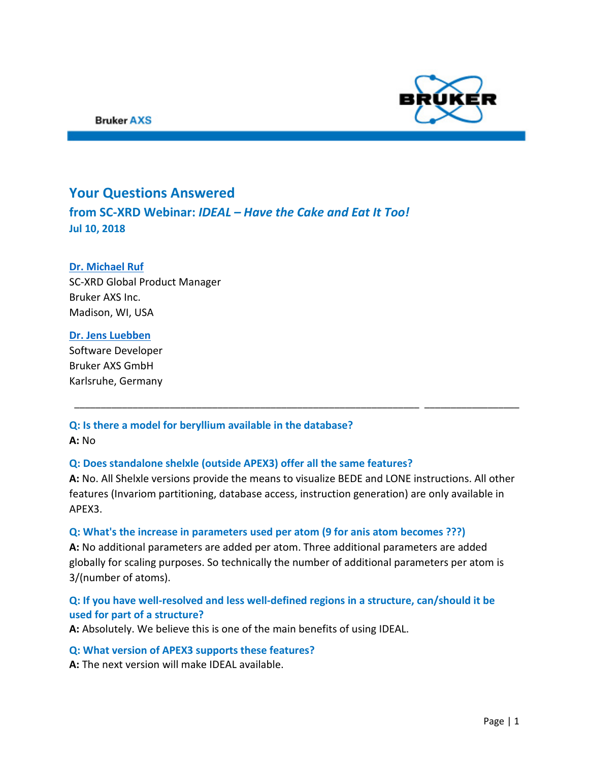Bruker AXS

# Your Questions Answered

## from SC-XRD Webinar: *IDEAL – Have the Cake and Eat It Too!*

**Jul 10, 2018**

**Dr. Michael Ruf**
SC-XRD Global Product Manager
Bruker AXS Inc.
Madison, WI, USA

**Dr. Jens Luebben**
Software Developer
Bruker AXS GmbH
Karlsruhe, Germany

---

**Q: Is there a model for beryllium available in the database?**

**A:** No

**Q: Does standalone shelxle (outside APEX3) offer all the same features?**

**A:** No. All Shelxle versions provide the means to visualize BEDE and LONE instructions. All other features (Invariom partitioning, database access, instruction generation) are only available in APEX3.

**Q: What's the increase in parameters used per atom (9 for anis atom becomes ???)**

**A:** No additional parameters are added per atom. Three additional parameters are added globally for scaling purposes. So technically the number of additional parameters per atom is 3/(number of atoms).

**Q: If you have well-resolved and less well-defined regions in a structure, can/should it be used for part of a structure?**

**A:** Absolutely. We believe this is one of the main benefits of using IDEAL.

**Q: What version of APEX3 supports these features?**

**A:** The next version will make IDEAL available.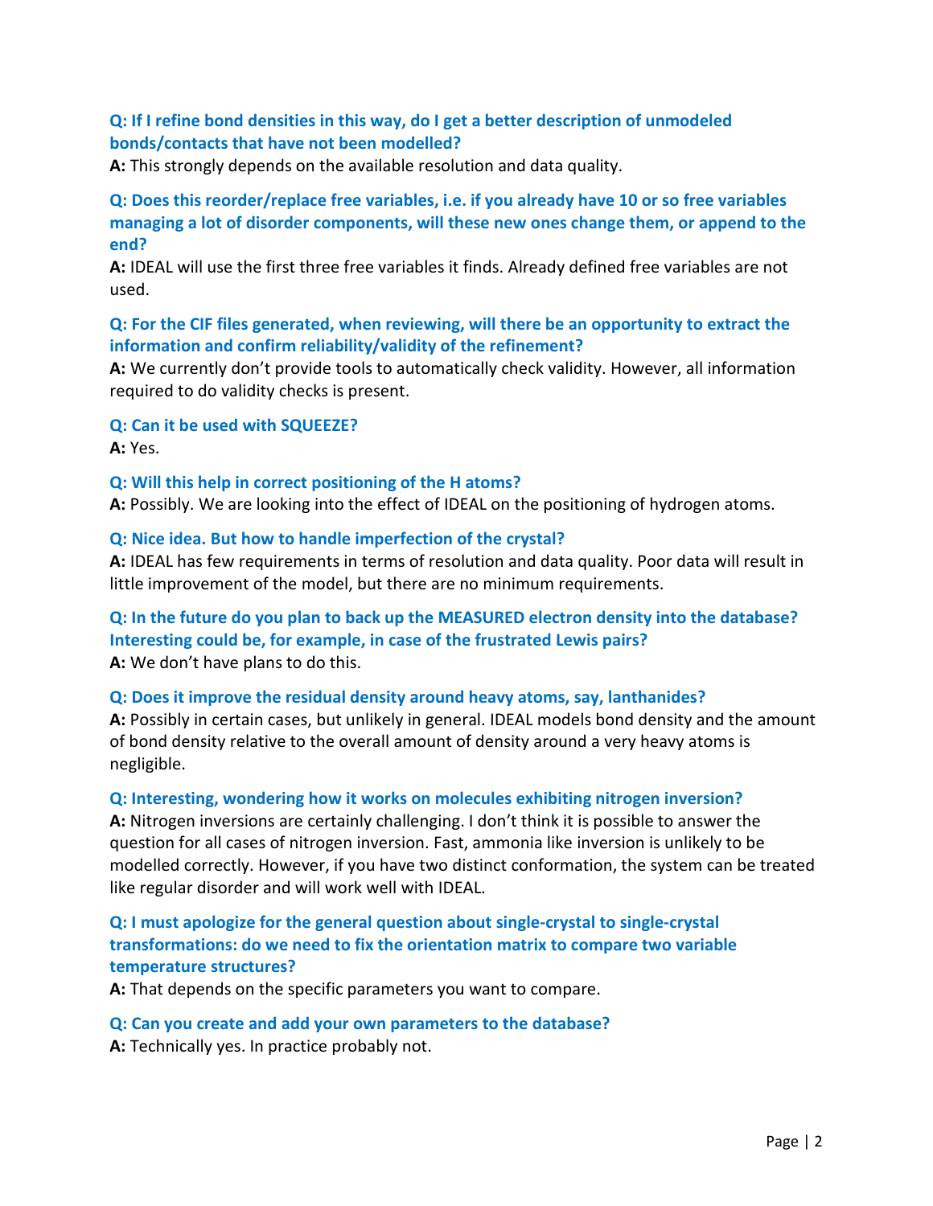**Q: If I refine bond densities in this way, do I get a better description of unmodeled bonds/contacts that have not been modelled?**
**A:** This strongly depends on the available resolution and data quality.

**Q: Does this reorder/replace free variables, i.e. if you already have 10 or so free variables managing a lot of disorder components, will these new ones change them, or append to the end?**
**A:** IDEAL will use the first three free variables it finds. Already defined free variables are not used.

**Q: For the CIF files generated, when reviewing, will there be an opportunity to extract the information and confirm reliability/validity of the refinement?**
**A:** We currently don't provide tools to automatically check validity. However, all information required to do validity checks is present.

**Q: Can it be used with SQUEEZE?**
**A:** Yes.

**Q: Will this help in correct positioning of the H atoms?**
**A:** Possibly. We are looking into the effect of IDEAL on the positioning of hydrogen atoms.

**Q: Nice idea. But how to handle imperfection of the crystal?**
**A:** IDEAL has few requirements in terms of resolution and data quality. Poor data will result in little improvement of the model, but there are no minimum requirements.

**Q: In the future do you plan to back up the MEASURED electron density into the database? Interesting could be, for example, in case of the frustrated Lewis pairs?**
**A:** We don't have plans to do this.

**Q: Does it improve the residual density around heavy atoms, say, lanthanides?**
**A:** Possibly in certain cases, but unlikely in general. IDEAL models bond density and the amount of bond density relative to the overall amount of density around a very heavy atoms is negligible.

**Q: Interesting, wondering how it works on molecules exhibiting nitrogen inversion?**
**A:** Nitrogen inversions are certainly challenging. I don't think it is possible to answer the question for all cases of nitrogen inversion. Fast, ammonia like inversion is unlikely to be modelled correctly. However, if you have two distinct conformation, the system can be treated like regular disorder and will work well with IDEAL.

**Q: I must apologize for the general question about single-crystal to single-crystal transformations: do we need to fix the orientation matrix to compare two variable temperature structures?**
**A:** That depends on the specific parameters you want to compare.

**Q: Can you create and add your own parameters to the database?**
**A:** Technically yes. In practice probably not.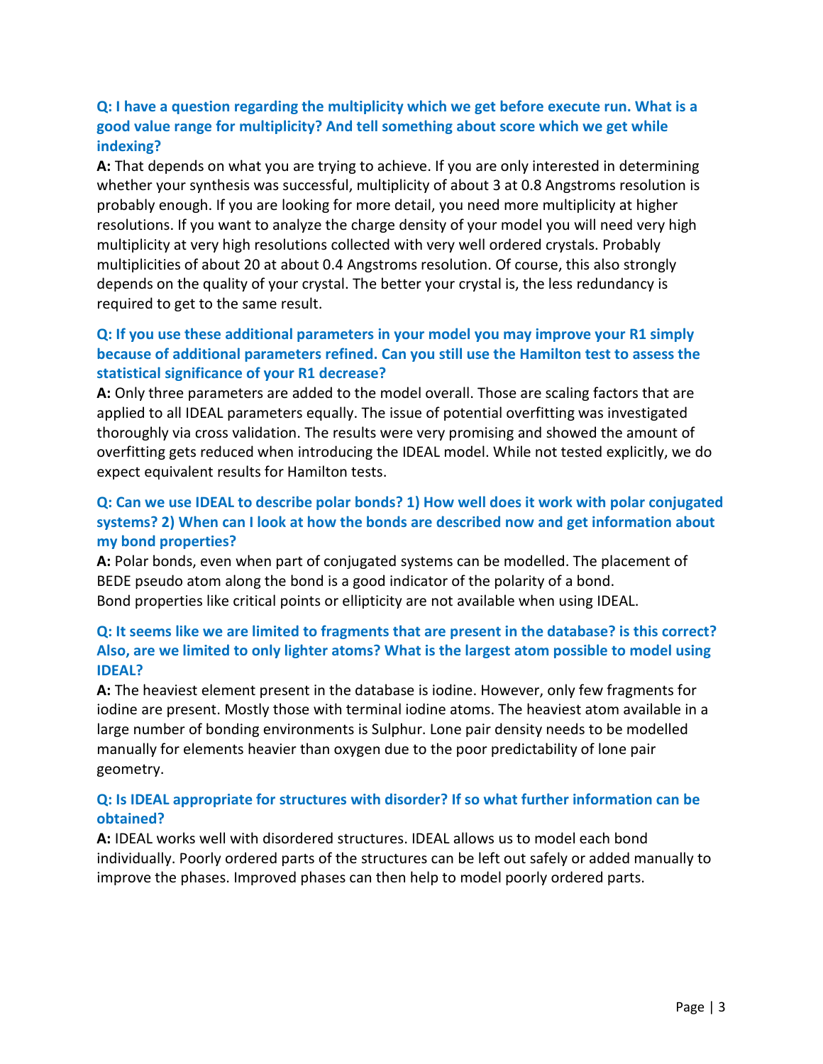**Q: I have a question regarding the multiplicity which we get before execute run. What is a good value range for multiplicity? And tell something about score which we get while indexing?**

**A:** That depends on what you are trying to achieve. If you are only interested in determining whether your synthesis was successful, multiplicity of about 3 at 0.8 Angstroms resolution is probably enough. If you are looking for more detail, you need more multiplicity at higher resolutions. If you want to analyze the charge density of your model you will need very high multiplicity at very high resolutions collected with very well ordered crystals. Probably multiplicities of about 20 at about 0.4 Angstroms resolution. Of course, this also strongly depends on the quality of your crystal. The better your crystal is, the less redundancy is required to get to the same result.

**Q: If you use these additional parameters in your model you may improve your R1 simply because of additional parameters refined. Can you still use the Hamilton test to assess the statistical significance of your R1 decrease?**

**A:** Only three parameters are added to the model overall. Those are scaling factors that are applied to all IDEAL parameters equally. The issue of potential overfitting was investigated thoroughly via cross validation. The results were very promising and showed the amount of overfitting gets reduced when introducing the IDEAL model. While not tested explicitly, we do expect equivalent results for Hamilton tests.

**Q: Can we use IDEAL to describe polar bonds? 1) How well does it work with polar conjugated systems? 2) When can I look at how the bonds are described now and get information about my bond properties?**

**A:** Polar bonds, even when part of conjugated systems can be modelled. The placement of BEDE pseudo atom along the bond is a good indicator of the polarity of a bond.
Bond properties like critical points or ellipticity are not available when using IDEAL.

**Q: It seems like we are limited to fragments that are present in the database? is this correct? Also, are we limited to only lighter atoms? What is the largest atom possible to model using IDEAL?**

**A:** The heaviest element present in the database is iodine. However, only few fragments for iodine are present. Mostly those with terminal iodine atoms. The heaviest atom available in a large number of bonding environments is Sulphur. Lone pair density needs to be modelled manually for elements heavier than oxygen due to the poor predictability of lone pair geometry.

**Q: Is IDEAL appropriate for structures with disorder? If so what further information can be obtained?**

**A:** IDEAL works well with disordered structures. IDEAL allows us to model each bond individually. Poorly ordered parts of the structures can be left out safely or added manually to improve the phases. Improved phases can then help to model poorly ordered parts.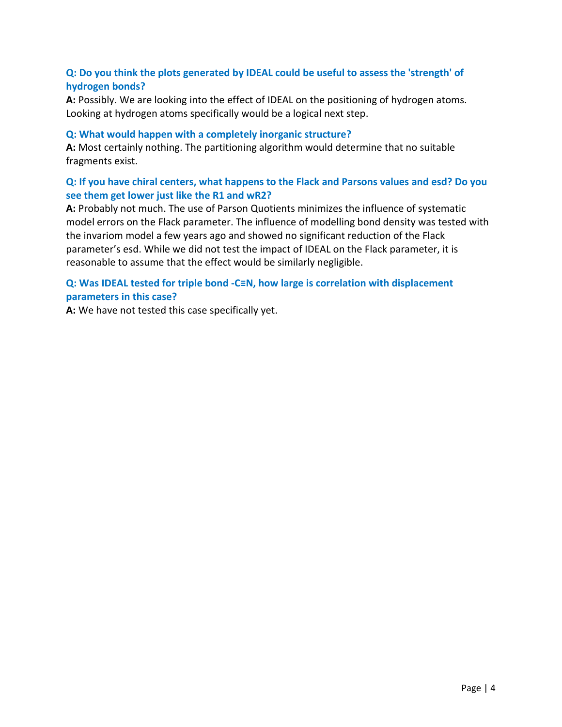**Q: Do you think the plots generated by IDEAL could be useful to assess the 'strength' of hydrogen bonds?**

**A:** Possibly. We are looking into the effect of IDEAL on the positioning of hydrogen atoms. Looking at hydrogen atoms specifically would be a logical next step.

**Q: What would happen with a completely inorganic structure?**

**A:** Most certainly nothing. The partitioning algorithm would determine that no suitable fragments exist.

**Q: If you have chiral centers, what happens to the Flack and Parsons values and esd? Do you see them get lower just like the R1 and wR2?**

**A:** Probably not much. The use of Parson Quotients minimizes the influence of systematic model errors on the Flack parameter. The influence of modelling bond density was tested with the invariom model a few years ago and showed no significant reduction of the Flack parameter's esd. While we did not test the impact of IDEAL on the Flack parameter, it is reasonable to assume that the effect would be similarly negligible.

**Q: Was IDEAL tested for triple bond -C≡N, how large is correlation with displacement parameters in this case?**

**A:** We have not tested this case specifically yet.